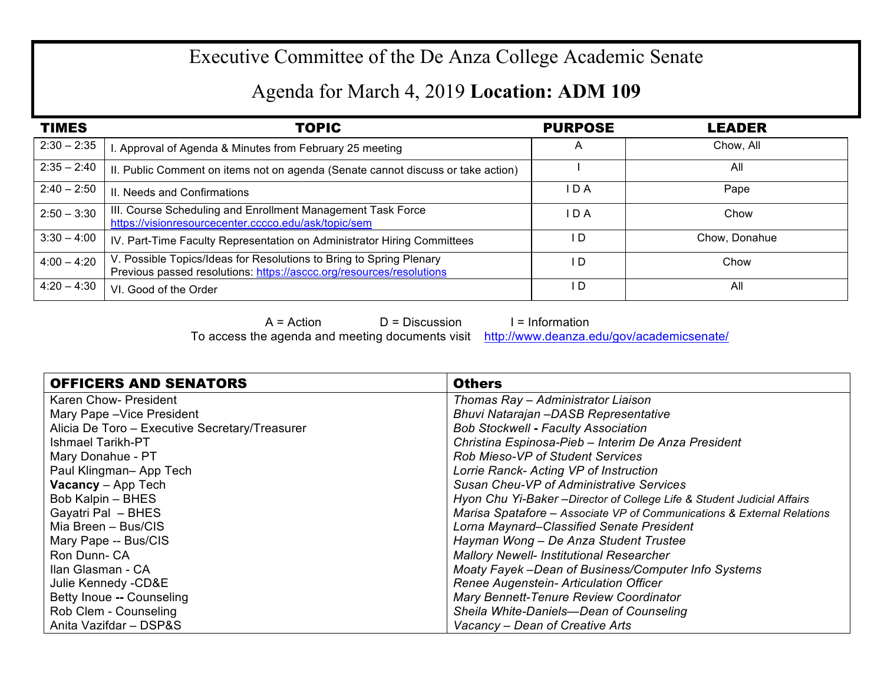# Executive Committee of the De Anza College Academic Senate

## Agenda for March 4, 2019 **Location: ADM 109**

| TIMES | TOPIC | PURPOSE | LEADER |
|---|---|---|---|
| 2:30 – 2:35 | I. Approval of Agenda & Minutes from February 25 meeting | A | Chow, All |
| 2:35 – 2:40 | II. Public Comment on items not on agenda (Senate cannot discuss or take action) | I | All |
| 2:40 – 2:50 | II. Needs and Confirmations | I D A | Pape |
| 2:50 – 3:30 | III. Course Scheduling and Enrollment Management Task Force https://visionresourcecenter.cccco.edu/ask/topic/sem | I D A | Chow |
| 3:30 – 4:00 | IV. Part-Time Faculty Representation on Administrator Hiring Committees | I D | Chow, Donahue |
| 4:00 – 4:20 | V. Possible Topics/Ideas for Resolutions to Bring to Spring Plenary Previous passed resolutions: https://asccc.org/resources/resolutions | I D | Chow |
| 4:20 – 4:30 | VI. Good of the Order | I D | All |

A = Action D = Discussion I = Information
To access the agenda and meeting documents visit http://www.deanza.edu/gov/academicsenate/

| OFFICERS AND SENATORS | Others |
|---|---|
| Karen Chow- President | *Thomas Ray – Administrator Liaison* |
| Mary Pape –Vice President | *Bhuvi Natarajan –DASB Representative* |
| Alicia De Toro – Executive Secretary/Treasurer | *Bob Stockwell - Faculty Association* |
| Ishmael Tarikh-PT | *Christina Espinosa-Pieb – Interim De Anza President* |
| Mary Donahue - PT | *Rob Mieso-VP of Student Services* |
| Paul Klingman– App Tech | *Lorrie Ranck- Acting VP of Instruction* |
| **Vacancy** – App Tech | *Susan Cheu-VP of Administrative Services* |
| Bob Kalpin – BHES | *Hyon Chu Yi-Baker –Director of College Life & Student Judicial Affairs* |
| Gayatri Pal – BHES | *Marisa Spatafore – Associate VP of Communications & External Relations* |
| Mia Breen – Bus/CIS | *Lorna Maynard–Classified Senate President* |
| Mary Pape -- Bus/CIS | *Hayman Wong – De Anza Student Trustee* |
| Ron Dunn- CA | *Mallory Newell- Institutional Researcher* |
| Ilan Glasman - CA | *Moaty Fayek –Dean of Business/Computer Info Systems* |
| Julie Kennedy -CD&E | *Renee Augenstein- Articulation Officer* |
| Betty Inoue **--** Counseling | *Mary Bennett-Tenure Review Coordinator* |
| Rob Clem - Counseling | *Sheila White-Daniels—Dean of Counseling* |
| Anita Vazifdar – DSP&S | *Vacancy – Dean of Creative Arts* |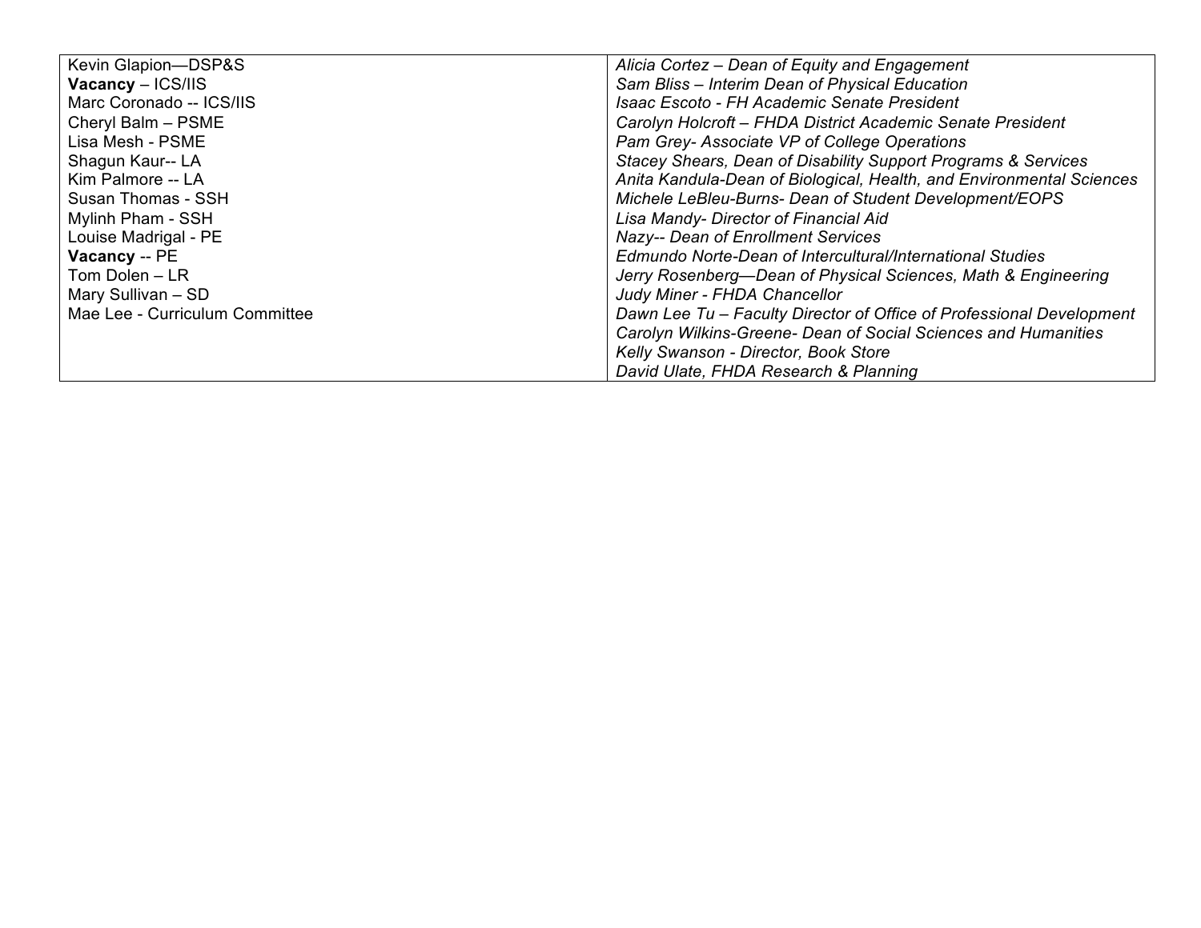| | |
|---|---|
| Kevin Glapion—DSP&S | *Alicia Cortez – Dean of Equity and Engagement* |
| **Vacancy** – ICS/IIS | *Sam Bliss – Interim Dean of Physical Education* |
| Marc Coronado -- ICS/IIS | *Isaac Escoto - FH Academic Senate President* |
| Cheryl Balm – PSME | *Carolyn Holcroft – FHDA District Academic Senate President* |
| Lisa Mesh - PSME | *Pam Grey- Associate VP of College Operations* |
| Shagun Kaur-- LA | *Stacey Shears, Dean of Disability Support Programs & Services* |
| Kim Palmore -- LA | *Anita Kandula-Dean of Biological, Health, and Environmental Sciences* |
| Susan Thomas - SSH | *Michele LeBleu-Burns- Dean of Student Development/EOPS* |
| Mylinh Pham - SSH | *Lisa Mandy- Director of Financial Aid* |
| Louise Madrigal - PE | *Nazy-- Dean of Enrollment Services* |
| **Vacancy** -- PE | *Edmundo Norte-Dean of Intercultural/International Studies* |
| Tom Dolen – LR | *Jerry Rosenberg—Dean of Physical Sciences, Math & Engineering* |
| Mary Sullivan – SD | *Judy Miner - FHDA Chancellor* |
| Mae Lee - Curriculum Committee | *Dawn Lee Tu – Faculty Director of Office of Professional Development* |
| | *Carolyn Wilkins-Greene- Dean of Social Sciences and Humanities* |
| | *Kelly Swanson - Director, Book Store* |
| | *David Ulate, FHDA Research & Planning* |